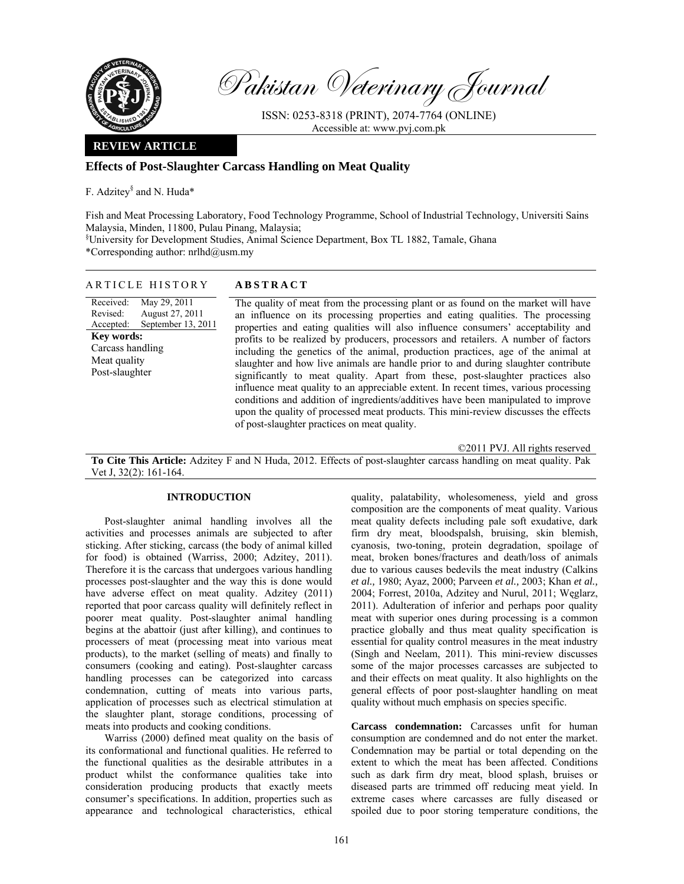Pakistan Veterinary Journal

ISSN: 0253-8318 (PRINT), 2074-7764 (ONLINE)
Accessible at: www.pvj.com.pk

**REVIEW ARTICLE**

# Effects of Post-Slaughter Carcass Handling on Meat Quality

F. Adzitey[§] and N. Huda*

Fish and Meat Processing Laboratory, Food Technology Programme, School of Industrial Technology, Universiti Sains Malaysia, Minden, 11800, Pulau Pinang, Malaysia;
[§]University for Development Studies, Animal Science Department, Box TL 1882, Tamale, Ghana
*Corresponding author: nrlhd@usm.my

## ARTICLE HISTORY

Received: May 29, 2011
Revised: August 27, 2011
Accepted: September 13, 2011

**Key words:**
Carcass handling
Meat quality
Post-slaughter

## ABSTRACT

The quality of meat from the processing plant or as found on the market will have an influence on its processing properties and eating qualities. The processing properties and eating qualities will also influence consumers' acceptability and profits to be realized by producers, processors and retailers. A number of factors including the genetics of the animal, production practices, age of the animal at slaughter and how live animals are handle prior to and during slaughter contribute significantly to meat quality. Apart from these, post-slaughter practices also influence meat quality to an appreciable extent. In recent times, various processing conditions and addition of ingredients/additives have been manipulated to improve upon the quality of processed meat products. This mini-review discusses the effects of post-slaughter practices on meat quality.

©2011 PVJ. All rights reserved

**To Cite This Article:** Adzitey F and N Huda, 2012. Effects of post-slaughter carcass handling on meat quality. Pak Vet J, 32(2): 161-164.

## INTRODUCTION

Post-slaughter animal handling involves all the activities and processes animals are subjected to after sticking. After sticking, carcass (the body of animal killed for food) is obtained (Warriss, 2000; Adzitey, 2011). Therefore it is the carcass that undergoes various handling processes post-slaughter and the way this is done would have adverse effect on meat quality. Adzitey (2011) reported that poor carcass quality will definitely reflect in poorer meat quality. Post-slaughter animal handling begins at the abattoir (just after killing), and continues to processers of meat (processing meat into various meat products), to the market (selling of meats) and finally to consumers (cooking and eating). Post-slaughter carcass handling processes can be categorized into carcass condemnation, cutting of meats into various parts, application of processes such as electrical stimulation at the slaughter plant, storage conditions, processing of meats into products and cooking conditions.

Warriss (2000) defined meat quality on the basis of its conformational and functional qualities. He referred to the functional qualities as the desirable attributes in a product whilst the conformance qualities take into consideration producing products that exactly meets consumer's specifications. In addition, properties such as appearance and technological characteristics, ethical quality, palatability, wholesomeness, yield and gross composition are the components of meat quality. Various meat quality defects including pale soft exudative, dark firm dry meat, bloodspalsh, bruising, skin blemish, cyanosis, two-toning, protein degradation, spoilage of meat, broken bones/fractures and death/loss of animals due to various causes bedevils the meat industry (Calkins *et al.,* 1980; Ayaz, 2000; Parveen *et al.,* 2003; Khan *et al.,* 2004; Forrest, 2010a, Adzitey and Nurul, 2011; Węglarz, 2011). Adulteration of inferior and perhaps poor quality meat with superior ones during processing is a common practice globally and thus meat quality specification is essential for quality control measures in the meat industry (Singh and Neelam, 2011). This mini-review discusses some of the major processes carcasses are subjected to and their effects on meat quality. It also highlights on the general effects of poor post-slaughter handling on meat quality without much emphasis on species specific.

**Carcass condemnation:** Carcasses unfit for human consumption are condemned and do not enter the market. Condemnation may be partial or total depending on the extent to which the meat has been affected. Conditions such as dark firm dry meat, blood splash, bruises or diseased parts are trimmed off reducing meat yield. In extreme cases where carcasses are fully diseased or spoiled due to poor storing temperature conditions, the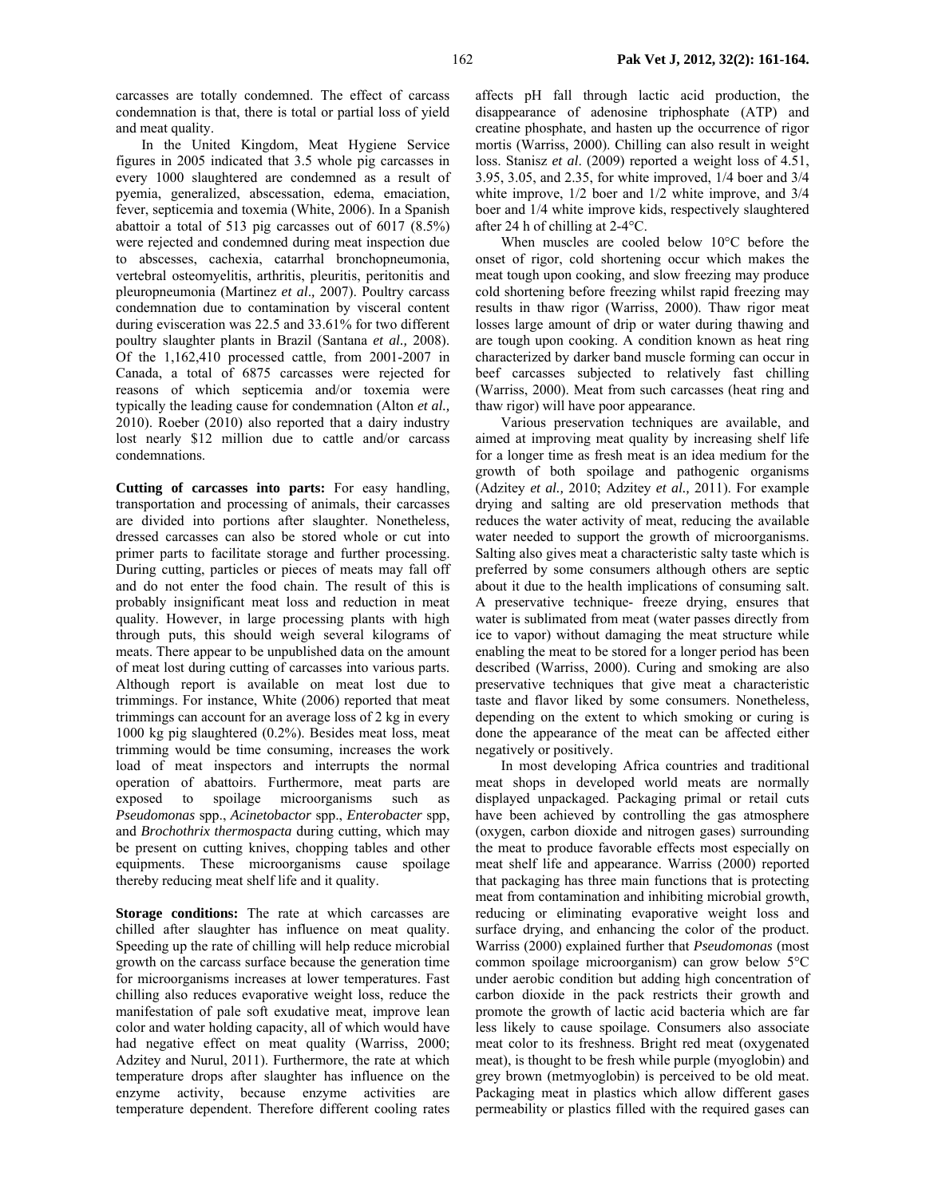carcasses are totally condemned. The effect of carcass condemnation is that, there is total or partial loss of yield and meat quality.

In the United Kingdom, Meat Hygiene Service figures in 2005 indicated that 3.5 whole pig carcasses in every 1000 slaughtered are condemned as a result of pyemia, generalized, abscessation, edema, emaciation, fever, septicemia and toxemia (White, 2006). In a Spanish abattoir a total of 513 pig carcasses out of 6017 (8.5%) were rejected and condemned during meat inspection due to abscesses, cachexia, catarrhal bronchopneumonia, vertebral osteomyelitis, arthritis, pleuritis, peritonitis and pleuropneumonia (Martinez *et al.,* 2007). Poultry carcass condemnation due to contamination by visceral content during evisceration was 22.5 and 33.61% for two different poultry slaughter plants in Brazil (Santana *et al.,* 2008). Of the 1,162,410 processed cattle, from 2001-2007 in Canada, a total of 6875 carcasses were rejected for reasons of which septicemia and/or toxemia were typically the leading cause for condemnation (Alton *et al.,* 2010). Roeber (2010) also reported that a dairy industry lost nearly $12 million due to cattle and/or carcass condemnations.

**Cutting of carcasses into parts:** For easy handling, transportation and processing of animals, their carcasses are divided into portions after slaughter. Nonetheless, dressed carcasses can also be stored whole or cut into primer parts to facilitate storage and further processing. During cutting, particles or pieces of meats may fall off and do not enter the food chain. The result of this is probably insignificant meat loss and reduction in meat quality. However, in large processing plants with high through puts, this should weigh several kilograms of meats. There appear to be unpublished data on the amount of meat lost during cutting of carcasses into various parts. Although report is available on meat lost due to trimmings. For instance, White (2006) reported that meat trimmings can account for an average loss of 2 kg in every 1000 kg pig slaughtered (0.2%). Besides meat loss, meat trimming would be time consuming, increases the work load of meat inspectors and interrupts the normal operation of abattoirs. Furthermore, meat parts are exposed to spoilage microorganisms such as *Pseudomonas* spp., *Acinetobactor* spp., *Enterobacter* spp, and *Brochothrix thermospacta* during cutting, which may be present on cutting knives, chopping tables and other equipments. These microorganisms cause spoilage thereby reducing meat shelf life and it quality.

**Storage conditions:** The rate at which carcasses are chilled after slaughter has influence on meat quality. Speeding up the rate of chilling will help reduce microbial growth on the carcass surface because the generation time for microorganisms increases at lower temperatures. Fast chilling also reduces evaporative weight loss, reduce the manifestation of pale soft exudative meat, improve lean color and water holding capacity, all of which would have had negative effect on meat quality (Warriss, 2000; Adzitey and Nurul, 2011). Furthermore, the rate at which temperature drops after slaughter has influence on the enzyme activity, because enzyme activities are temperature dependent. Therefore different cooling rates affects pH fall through lactic acid production, the disappearance of adenosine triphosphate (ATP) and creatine phosphate, and hasten up the occurrence of rigor mortis (Warriss, 2000). Chilling can also result in weight loss. Stanisz *et al*. (2009) reported a weight loss of 4.51, 3.95, 3.05, and 2.35, for white improved, 1/4 boer and 3/4 white improve, 1/2 boer and 1/2 white improve, and 3/4 boer and 1/4 white improve kids, respectively slaughtered after 24 h of chilling at 2-4°C.

When muscles are cooled below 10°C before the onset of rigor, cold shortening occur which makes the meat tough upon cooking, and slow freezing may produce cold shortening before freezing whilst rapid freezing may results in thaw rigor (Warriss, 2000). Thaw rigor meat losses large amount of drip or water during thawing and are tough upon cooking. A condition known as heat ring characterized by darker band muscle forming can occur in beef carcasses subjected to relatively fast chilling (Warriss, 2000). Meat from such carcasses (heat ring and thaw rigor) will have poor appearance.

Various preservation techniques are available, and aimed at improving meat quality by increasing shelf life for a longer time as fresh meat is an idea medium for the growth of both spoilage and pathogenic organisms (Adzitey *et al.,* 2010; Adzitey *et al.,* 2011). For example drying and salting are old preservation methods that reduces the water activity of meat, reducing the available water needed to support the growth of microorganisms. Salting also gives meat a characteristic salty taste which is preferred by some consumers although others are septic about it due to the health implications of consuming salt. A preservative technique- freeze drying, ensures that water is sublimated from meat (water passes directly from ice to vapor) without damaging the meat structure while enabling the meat to be stored for a longer period has been described (Warriss, 2000). Curing and smoking are also preservative techniques that give meat a characteristic taste and flavor liked by some consumers. Nonetheless, depending on the extent to which smoking or curing is done the appearance of the meat can be affected either negatively or positively.

In most developing Africa countries and traditional meat shops in developed world meats are normally displayed unpackaged. Packaging primal or retail cuts have been achieved by controlling the gas atmosphere (oxygen, carbon dioxide and nitrogen gases) surrounding the meat to produce favorable effects most especially on meat shelf life and appearance. Warriss (2000) reported that packaging has three main functions that is protecting meat from contamination and inhibiting microbial growth, reducing or eliminating evaporative weight loss and surface drying, and enhancing the color of the product. Warriss (2000) explained further that *Pseudomonas* (most common spoilage microorganism) can grow below 5°C under aerobic condition but adding high concentration of carbon dioxide in the pack restricts their growth and promote the growth of lactic acid bacteria which are far less likely to cause spoilage. Consumers also associate meat color to its freshness. Bright red meat (oxygenated meat), is thought to be fresh while purple (myoglobin) and grey brown (metmyoglobin) is perceived to be old meat. Packaging meat in plastics which allow different gases permeability or plastics filled with the required gases can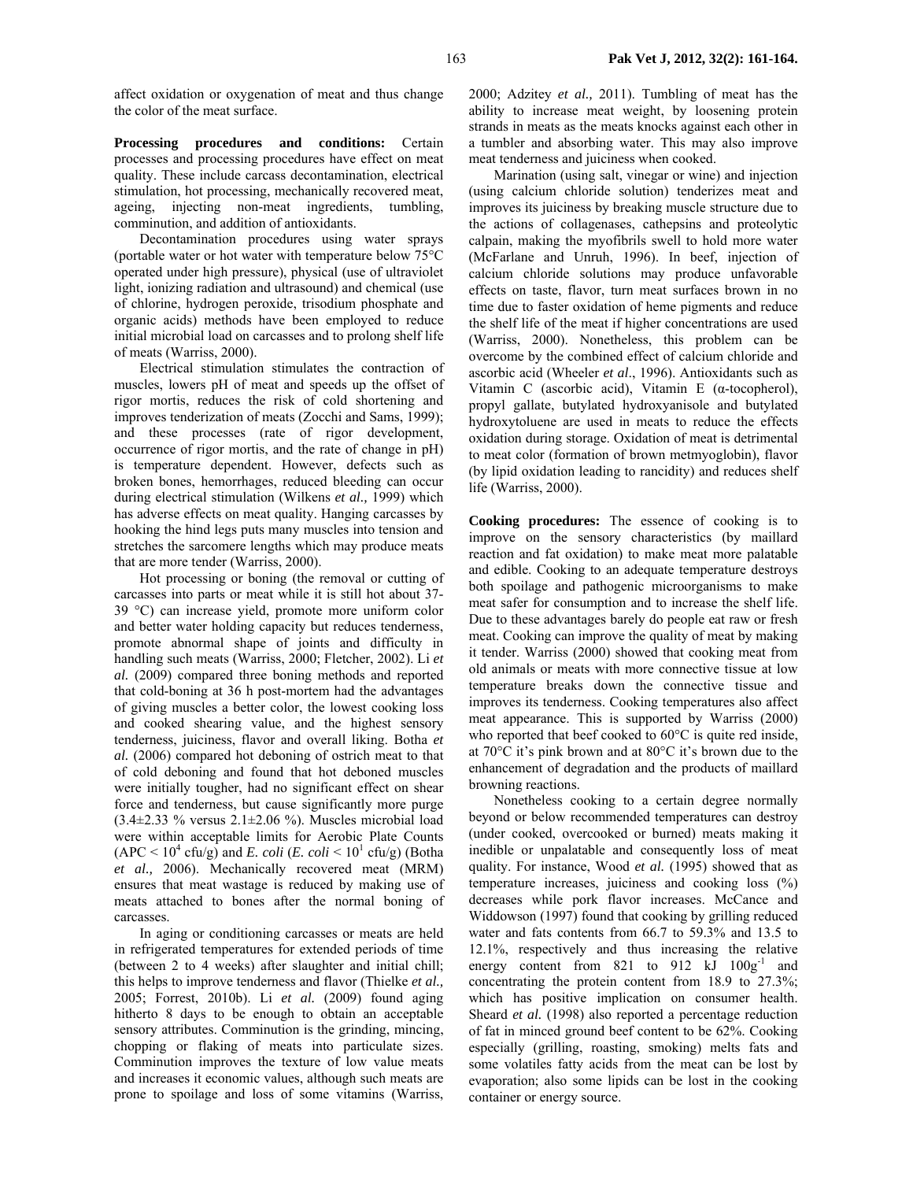affect oxidation or oxygenation of meat and thus change the color of the meat surface.

**Processing procedures and conditions:** Certain processes and processing procedures have effect on meat quality. These include carcass decontamination, electrical stimulation, hot processing, mechanically recovered meat, ageing, injecting non-meat ingredients, tumbling, comminution, and addition of antioxidants.

Decontamination procedures using water sprays (portable water or hot water with temperature below 75°C operated under high pressure), physical (use of ultraviolet light, ionizing radiation and ultrasound) and chemical (use of chlorine, hydrogen peroxide, trisodium phosphate and organic acids) methods have been employed to reduce initial microbial load on carcasses and to prolong shelf life of meats (Warriss, 2000).

Electrical stimulation stimulates the contraction of muscles, lowers pH of meat and speeds up the offset of rigor mortis, reduces the risk of cold shortening and improves tenderization of meats (Zocchi and Sams, 1999); and these processes (rate of rigor development, occurrence of rigor mortis, and the rate of change in pH) is temperature dependent. However, defects such as broken bones, hemorrhages, reduced bleeding can occur during electrical stimulation (Wilkens *et al.,* 1999) which has adverse effects on meat quality. Hanging carcasses by hooking the hind legs puts many muscles into tension and stretches the sarcomere lengths which may produce meats that are more tender (Warriss, 2000).

Hot processing or boning (the removal or cutting of carcasses into parts or meat while it is still hot about 37-39 °C) can increase yield, promote more uniform color and better water holding capacity but reduces tenderness, promote abnormal shape of joints and difficulty in handling such meats (Warriss, 2000; Fletcher, 2002). Li *et al.* (2009) compared three boning methods and reported that cold-boning at 36 h post-mortem had the advantages of giving muscles a better color, the lowest cooking loss and cooked shearing value, and the highest sensory tenderness, juiciness, flavor and overall liking. Botha *et al.* (2006) compared hot deboning of ostrich meat to that of cold deboning and found that hot deboned muscles were initially tougher, had no significant effect on shear force and tenderness, but cause significantly more purge (3.4±2.33 % versus 2.1±2.06 %). Muscles microbial load were within acceptable limits for Aerobic Plate Counts (APC < $10^4$ cfu/g) and *E. coli* (*E. coli* < $10^1$ cfu/g) (Botha *et al.,* 2006). Mechanically recovered meat (MRM) ensures that meat wastage is reduced by making use of meats attached to bones after the normal boning of carcasses.

In aging or conditioning carcasses or meats are held in refrigerated temperatures for extended periods of time (between 2 to 4 weeks) after slaughter and initial chill; this helps to improve tenderness and flavor (Thielke *et al.,* 2005; Forrest, 2010b). Li *et al.* (2009) found aging hitherto 8 days to be enough to obtain an acceptable sensory attributes. Comminution is the grinding, mincing, chopping or flaking of meats into particulate sizes. Comminution improves the texture of low value meats and increases it economic values, although such meats are prone to spoilage and loss of some vitamins (Warriss, 2000; Adzitey *et al.,* 2011). Tumbling of meat has the ability to increase meat weight, by loosening protein strands in meats as the meats knocks against each other in a tumbler and absorbing water. This may also improve meat tenderness and juiciness when cooked.

Marination (using salt, vinegar or wine) and injection (using calcium chloride solution) tenderizes meat and improves its juiciness by breaking muscle structure due to the actions of collagenases, cathepsins and proteolytic calpain, making the myofibrils swell to hold more water (McFarlane and Unruh, 1996). In beef, injection of calcium chloride solutions may produce unfavorable effects on taste, flavor, turn meat surfaces brown in no time due to faster oxidation of heme pigments and reduce the shelf life of the meat if higher concentrations are used (Warriss, 2000). Nonetheless, this problem can be overcome by the combined effect of calcium chloride and ascorbic acid (Wheeler *et al*., 1996). Antioxidants such as Vitamin C (ascorbic acid), Vitamin E (α-tocopherol), propyl gallate, butylated hydroxyanisole and butylated hydroxytoluene are used in meats to reduce the effects oxidation during storage. Oxidation of meat is detrimental to meat color (formation of brown metmyoglobin), flavor (by lipid oxidation leading to rancidity) and reduces shelf life (Warriss, 2000).

**Cooking procedures:** The essence of cooking is to improve on the sensory characteristics (by maillard reaction and fat oxidation) to make meat more palatable and edible. Cooking to an adequate temperature destroys both spoilage and pathogenic microorganisms to make meat safer for consumption and to increase the shelf life. Due to these advantages barely do people eat raw or fresh meat. Cooking can improve the quality of meat by making it tender. Warriss (2000) showed that cooking meat from old animals or meats with more connective tissue at low temperature breaks down the connective tissue and improves its tenderness. Cooking temperatures also affect meat appearance. This is supported by Warriss (2000) who reported that beef cooked to 60°C is quite red inside, at 70°C it's pink brown and at 80°C it's brown due to the enhancement of degradation and the products of maillard browning reactions.

Nonetheless cooking to a certain degree normally beyond or below recommended temperatures can destroy (under cooked, overcooked or burned) meats making it inedible or unpalatable and consequently loss of meat quality. For instance, Wood *et al.* (1995) showed that as temperature increases, juiciness and cooking loss (%) decreases while pork flavor increases. McCance and Widdowson (1997) found that cooking by grilling reduced water and fats contents from 66.7 to 59.3% and 13.5 to 12.1%, respectively and thus increasing the relative energy content from 821 to 912 kJ $100g^{-1}$ and concentrating the protein content from 18.9 to 27.3%; which has positive implication on consumer health. Sheard *et al.* (1998) also reported a percentage reduction of fat in minced ground beef content to be 62%. Cooking especially (grilling, roasting, smoking) melts fats and some volatiles fatty acids from the meat can be lost by evaporation; also some lipids can be lost in the cooking container or energy source.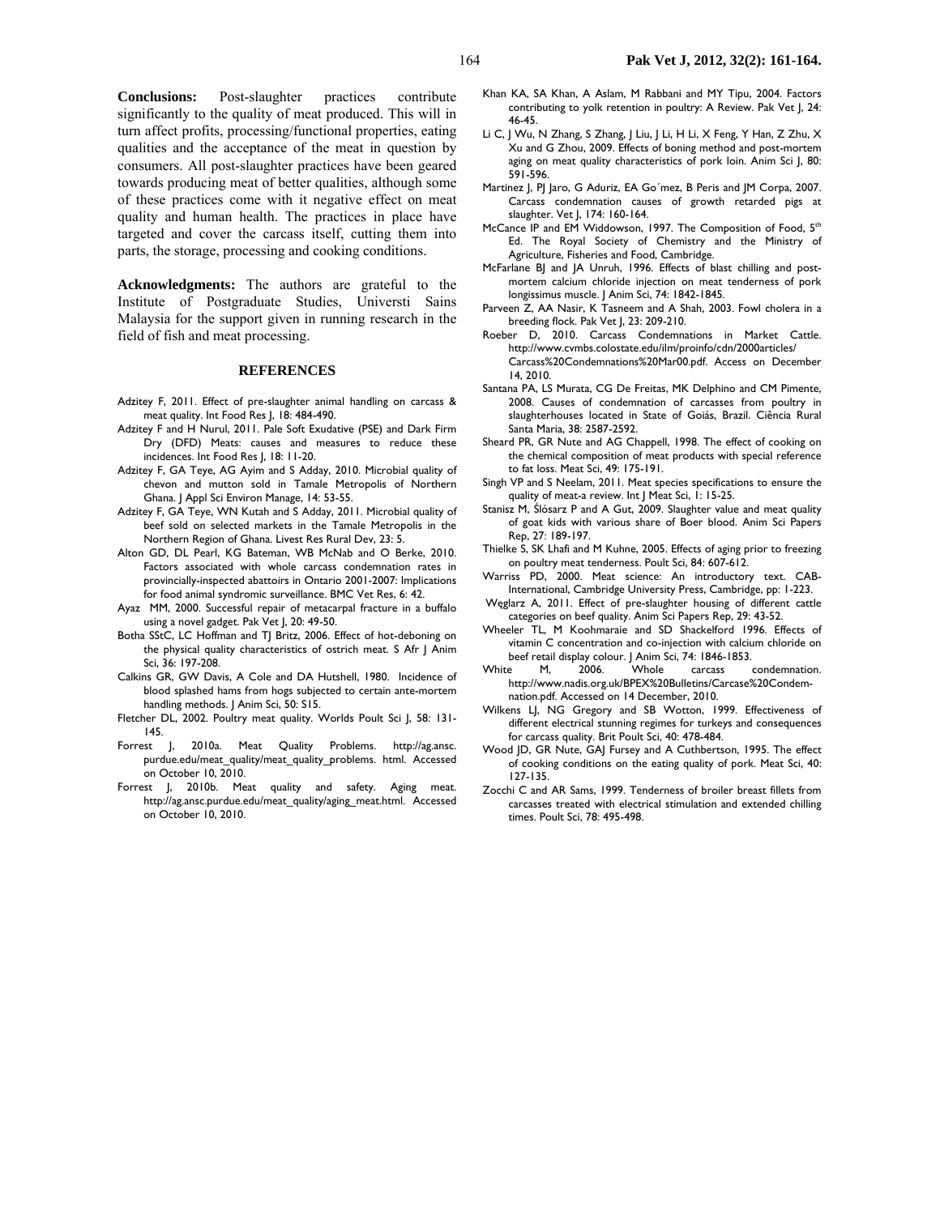**Conclusions:** Post-slaughter practices contribute significantly to the quality of meat produced. This will in turn affect profits, processing/functional properties, eating qualities and the acceptance of the meat in question by consumers. All post-slaughter practices have been geared towards producing meat of better qualities, although some of these practices come with it negative effect on meat quality and human health. The practices in place have targeted and cover the carcass itself, cutting them into parts, the storage, processing and cooking conditions.

**Acknowledgments:** The authors are grateful to the Institute of Postgraduate Studies, Universti Sains Malaysia for the support given in running research in the field of fish and meat processing.

## REFERENCES

Adzitey F, 2011. Effect of pre-slaughter animal handling on carcass & meat quality. Int Food Res J, 18: 484-490.

Adzitey F and H Nurul, 2011. Pale Soft Exudative (PSE) and Dark Firm Dry (DFD) Meats: causes and measures to reduce these incidences. Int Food Res J, 18: 11-20.

Adzitey F, GA Teye, AG Ayim and S Adday, 2010. Microbial quality of chevon and mutton sold in Tamale Metropolis of Northern Ghana. J Appl Sci Environ Manage, 14: 53-55.

Adzitey F, GA Teye, WN Kutah and S Adday, 2011. Microbial quality of beef sold on selected markets in the Tamale Metropolis in the Northern Region of Ghana. Livest Res Rural Dev, 23: 5.

Alton GD, DL Pearl, KG Bateman, WB McNab and O Berke, 2010. Factors associated with whole carcass condemnation rates in provincially-inspected abattoirs in Ontario 2001-2007: Implications for food animal syndromic surveillance. BMC Vet Res, 6: 42.

Ayaz MM, 2000. Successful repair of metacarpal fracture in a buffalo using a novel gadget. Pak Vet J, 20: 49-50.

Botha SStC, LC Hoffman and TJ Britz, 2006. Effect of hot-deboning on the physical quality characteristics of ostrich meat. S Afr J Anim Sci, 36: 197-208.

Calkins GR, GW Davis, A Cole and DA Hutshell, 1980. Incidence of blood splashed hams from hogs subjected to certain ante-mortem handling methods. J Anim Sci, 50: S15.

Fletcher DL, 2002. Poultry meat quality. Worlds Poult Sci J, 58: 131-145.

Forrest J, 2010a. Meat Quality Problems. http://ag.ansc.purdue.edu/meat_quality/meat_quality_problems. html. Accessed on October 10, 2010.

Forrest J, 2010b. Meat quality and safety. Aging meat. http://ag.ansc.purdue.edu/meat_quality/aging_meat.html. Accessed on October 10, 2010.

Khan KA, SA Khan, A Aslam, M Rabbani and MY Tipu, 2004. Factors contributing to yolk retention in poultry: A Review. Pak Vet J, 24: 46-45.

Li C, J Wu, N Zhang, S Zhang, J Liu, J Li, H Li, X Feng, Y Han, Z Zhu, X Xu and G Zhou, 2009. Effects of boning method and post-mortem aging on meat quality characteristics of pork loin. Anim Sci J, 80: 591-596.

Martinez J, PJ Jaro, G Aduriz, EA Go´mez, B Peris and JM Corpa, 2007. Carcass condemnation causes of growth retarded pigs at slaughter. Vet J, 174: 160-164.

McCance IP and EM Widdowson, 1997. The Composition of Food, 5th Ed. The Royal Society of Chemistry and the Ministry of Agriculture, Fisheries and Food, Cambridge.

McFarlane BJ and JA Unruh, 1996. Effects of blast chilling and post-mortem calcium chloride injection on meat tenderness of pork longissimus muscle. J Anim Sci, 74: 1842-1845.

Parveen Z, AA Nasir, K Tasneem and A Shah, 2003. Fowl cholera in a breeding flock. Pak Vet J, 23: 209-210.

Roeber D, 2010. Carcass Condemnations in Market Cattle. http://www.cvmbs.colostate.edu/ilm/proinfo/cdn/2000articles/Carcass%20Condemnations%20Mar00.pdf. Access on December 14, 2010.

Santana PA, LS Murata, CG De Freitas, MK Delphino and CM Pimente, 2008. Causes of condemnation of carcasses from poultry in slaughterhouses located in State of Goiás, Brazil. Ciência Rural Santa Maria, 38: 2587-2592.

Sheard PR, GR Nute and AG Chappell, 1998. The effect of cooking on the chemical composition of meat products with special reference to fat loss. Meat Sci, 49: 175-191.

Singh VP and S Neelam, 2011. Meat species specifications to ensure the quality of meat-a review. Int J Meat Sci, 1: 15-25.

Stanisz M, Ślósarz P and A Gut, 2009. Slaughter value and meat quality of goat kids with various share of Boer blood. Anim Sci Papers Rep, 27: 189-197.

Thielke S, SK Lhafi and M Kuhne, 2005. Effects of aging prior to freezing on poultry meat tenderness. Poult Sci, 84: 607-612.

Warriss PD, 2000. Meat science: An introductory text. CAB-International, Cambridge University Press, Cambridge, pp: 1-223.

Węglarz A, 2011. Effect of pre-slaughter housing of different cattle categories on beef quality. Anim Sci Papers Rep, 29: 43-52.

Wheeler TL, M Koohmaraie and SD Shackelford 1996. Effects of vitamin C concentration and co-injection with calcium chloride on beef retail display colour. J Anim Sci, 74: 1846-1853.

White M, 2006. Whole carcass condemnation. http://www.nadis.org.uk/BPEX%20Bulletins/Carcase%20Condemnation.pdf. Accessed on 14 December, 2010.

Wilkens LJ, NG Gregory and SB Wotton, 1999. Effectiveness of different electrical stunning regimes for turkeys and consequences for carcass quality. Brit Poult Sci, 40: 478-484.

Wood JD, GR Nute, GAJ Fursey and A Cuthbertson, 1995. The effect of cooking conditions on the eating quality of pork. Meat Sci, 40: 127-135.

Zocchi C and AR Sams, 1999. Tenderness of broiler breast fillets from carcasses treated with electrical stimulation and extended chilling times. Poult Sci, 78: 495-498.